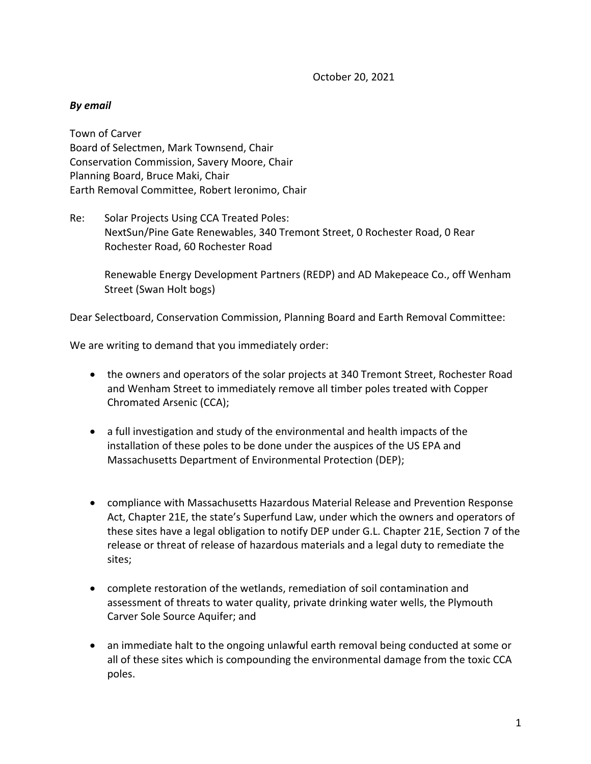October 20, 2021

***By email***

Town of Carver
Board of Selectmen, Mark Townsend, Chair
Conservation Commission, Savery Moore, Chair
Planning Board, Bruce Maki, Chair
Earth Removal Committee, Robert Ieronimo, Chair

Re: Solar Projects Using CCA Treated Poles:
NextSun/Pine Gate Renewables, 340 Tremont Street, 0 Rochester Road, 0 Rear Rochester Road, 60 Rochester Road

Renewable Energy Development Partners (REDP) and AD Makepeace Co., off Wenham Street (Swan Holt bogs)

Dear Selectboard, Conservation Commission, Planning Board and Earth Removal Committee:

We are writing to demand that you immediately order:

- the owners and operators of the solar projects at 340 Tremont Street, Rochester Road and Wenham Street to immediately remove all timber poles treated with Copper Chromated Arsenic (CCA);
- a full investigation and study of the environmental and health impacts of the installation of these poles to be done under the auspices of the US EPA and Massachusetts Department of Environmental Protection (DEP);
- compliance with Massachusetts Hazardous Material Release and Prevention Response Act, Chapter 21E, the state's Superfund Law, under which the owners and operators of these sites have a legal obligation to notify DEP under G.L. Chapter 21E, Section 7 of the release or threat of release of hazardous materials and a legal duty to remediate the sites;
- complete restoration of the wetlands, remediation of soil contamination and assessment of threats to water quality, private drinking water wells, the Plymouth Carver Sole Source Aquifer; and
- an immediate halt to the ongoing unlawful earth removal being conducted at some or all of these sites which is compounding the environmental damage from the toxic CCA poles.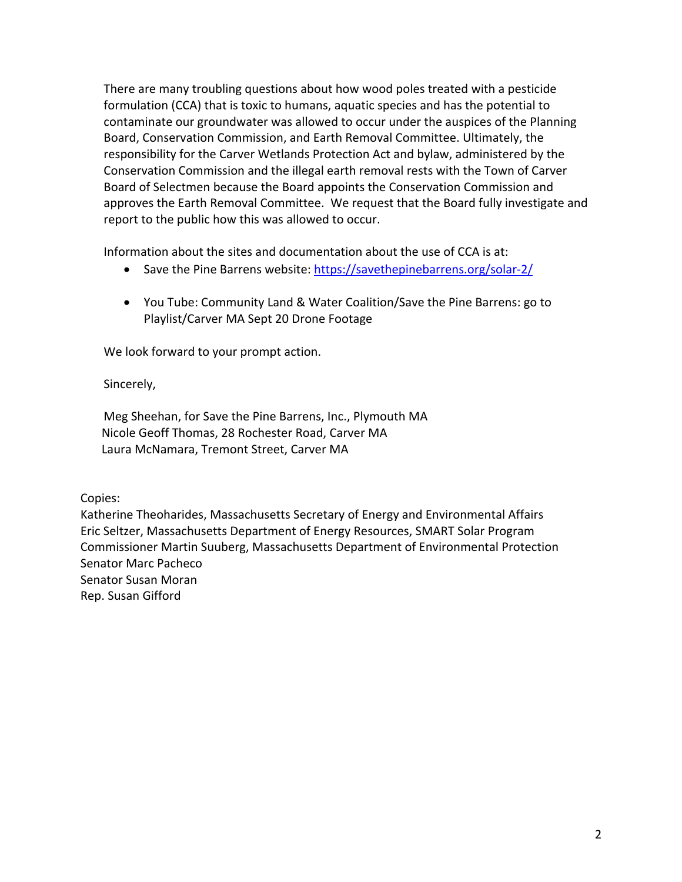There are many troubling questions about how wood poles treated with a pesticide formulation (CCA) that is toxic to humans, aquatic species and has the potential to contaminate our groundwater was allowed to occur under the auspices of the Planning Board, Conservation Commission, and Earth Removal Committee. Ultimately, the responsibility for the Carver Wetlands Protection Act and bylaw, administered by the Conservation Commission and the illegal earth removal rests with the Town of Carver Board of Selectmen because the Board appoints the Conservation Commission and approves the Earth Removal Committee. We request that the Board fully investigate and report to the public how this was allowed to occur.

Information about the sites and documentation about the use of CCA is at:

- Save the Pine Barrens website: [https://savethepinebarrens.org/solar-2/](https://savethepinebarrens.org/solar-2/)
- You Tube: Community Land & Water Coalition/Save the Pine Barrens: go to Playlist/Carver MA Sept 20 Drone Footage

We look forward to your prompt action.

Sincerely,

Meg Sheehan, for Save the Pine Barrens, Inc., Plymouth MA
Nicole Geoff Thomas, 28 Rochester Road, Carver MA
Laura McNamara, Tremont Street, Carver MA

Copies:
Katherine Theoharides, Massachusetts Secretary of Energy and Environmental Affairs
Eric Seltzer, Massachusetts Department of Energy Resources, SMART Solar Program
Commissioner Martin Suuberg, Massachusetts Department of Environmental Protection
Senator Marc Pacheco
Senator Susan Moran
Rep. Susan Gifford